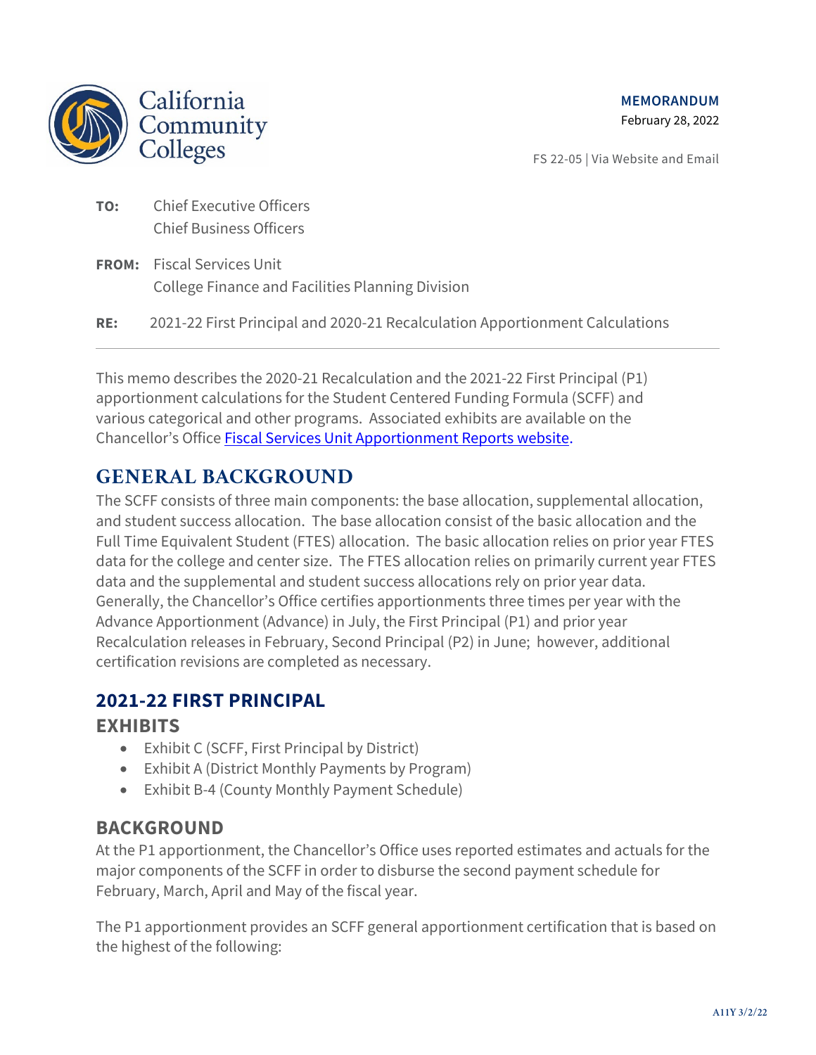California Community Colleges

**MEMORANDUM**
February 28, 2022

FS 22-05 | Via Website and Email

**TO:** Chief Executive Officers
Chief Business Officers

**FROM:** Fiscal Services Unit
College Finance and Facilities Planning Division

**RE:** 2021-22 First Principal and 2020-21 Recalculation Apportionment Calculations

---

This memo describes the 2020-21 Recalculation and the 2021-22 First Principal (P1) apportionment calculations for the Student Centered Funding Formula (SCFF) and various categorical and other programs. Associated exhibits are available on the Chancellor's Office [Fiscal Services Unit Apportionment Reports website](#).

# GENERAL BACKGROUND

The SCFF consists of three main components: the base allocation, supplemental allocation, and student success allocation. The base allocation consist of the basic allocation and the Full Time Equivalent Student (FTES) allocation. The basic allocation relies on prior year FTES data for the college and center size. The FTES allocation relies on primarily current year FTES data and the supplemental and student success allocations rely on prior year data. Generally, the Chancellor's Office certifies apportionments three times per year with the Advance Apportionment (Advance) in July, the First Principal (P1) and prior year Recalculation releases in February, Second Principal (P2) in June; however, additional certification revisions are completed as necessary.

## 2021-22 FIRST PRINCIPAL

### EXHIBITS

- Exhibit C (SCFF, First Principal by District)
- Exhibit A (District Monthly Payments by Program)
- Exhibit B-4 (County Monthly Payment Schedule)

### BACKGROUND

At the P1 apportionment, the Chancellor's Office uses reported estimates and actuals for the major components of the SCFF in order to disburse the second payment schedule for February, March, April and May of the fiscal year.

The P1 apportionment provides an SCFF general apportionment certification that is based on the highest of the following: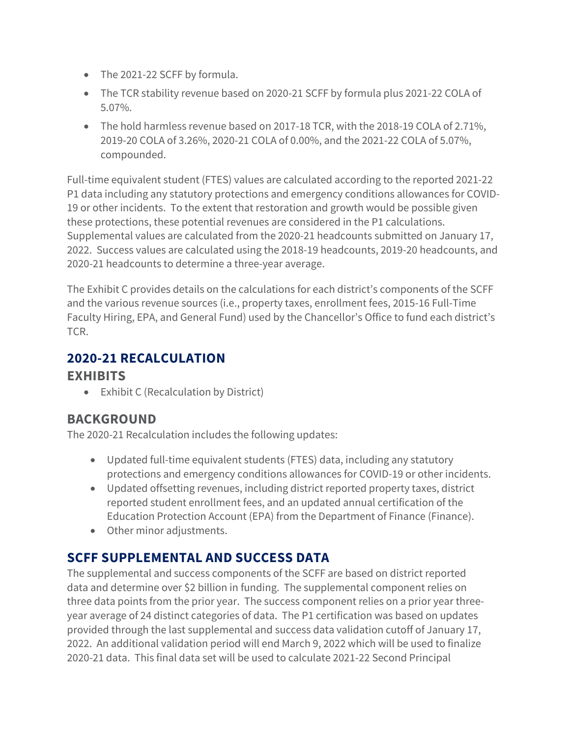- The 2021-22 SCFF by formula.
- The TCR stability revenue based on 2020-21 SCFF by formula plus 2021-22 COLA of 5.07%.
- The hold harmless revenue based on 2017-18 TCR, with the 2018-19 COLA of 2.71%, 2019-20 COLA of 3.26%, 2020-21 COLA of 0.00%, and the 2021-22 COLA of 5.07%, compounded.

Full-time equivalent student (FTES) values are calculated according to the reported 2021-22 P1 data including any statutory protections and emergency conditions allowances for COVID-19 or other incidents. To the extent that restoration and growth would be possible given these protections, these potential revenues are considered in the P1 calculations. Supplemental values are calculated from the 2020-21 headcounts submitted on January 17, 2022. Success values are calculated using the 2018-19 headcounts, 2019-20 headcounts, and 2020-21 headcounts to determine a three-year average.

The Exhibit C provides details on the calculations for each district's components of the SCFF and the various revenue sources (i.e., property taxes, enrollment fees, 2015-16 Full-Time Faculty Hiring, EPA, and General Fund) used by the Chancellor's Office to fund each district's TCR.

## 2020-21 RECALCULATION

### EXHIBITS

- Exhibit C (Recalculation by District)

### BACKGROUND

The 2020-21 Recalculation includes the following updates:

- Updated full-time equivalent students (FTES) data, including any statutory protections and emergency conditions allowances for COVID-19 or other incidents.
- Updated offsetting revenues, including district reported property taxes, district reported student enrollment fees, and an updated annual certification of the Education Protection Account (EPA) from the Department of Finance (Finance).
- Other minor adjustments.

## SCFF SUPPLEMENTAL AND SUCCESS DATA

The supplemental and success components of the SCFF are based on district reported data and determine over $2 billion in funding. The supplemental component relies on three data points from the prior year. The success component relies on a prior year three-year average of 24 distinct categories of data. The P1 certification was based on updates provided through the last supplemental and success data validation cutoff of January 17, 2022. An additional validation period will end March 9, 2022 which will be used to finalize 2020-21 data. This final data set will be used to calculate 2021-22 Second Principal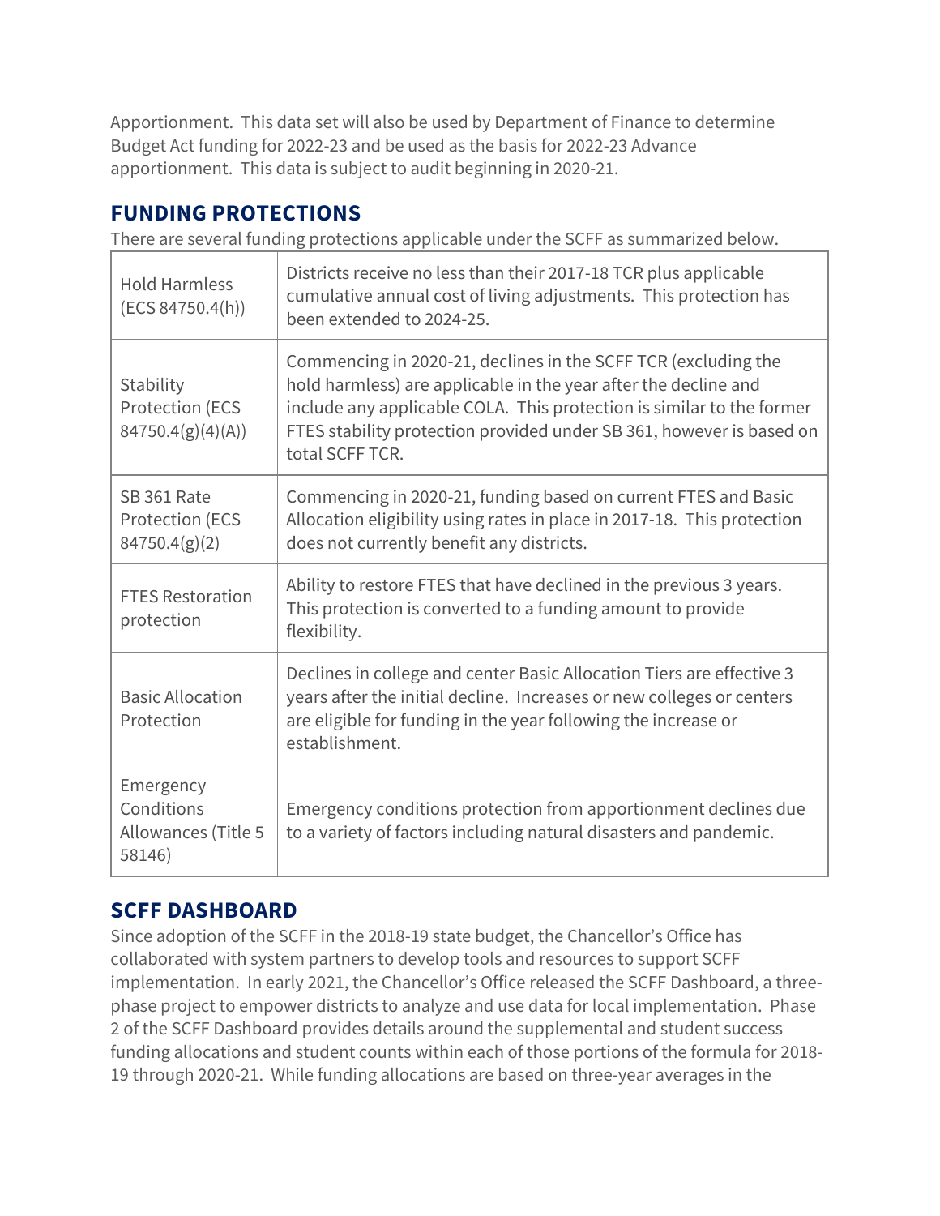Apportionment. This data set will also be used by Department of Finance to determine Budget Act funding for 2022-23 and be used as the basis for 2022-23 Advance apportionment. This data is subject to audit beginning in 2020-21.

## FUNDING PROTECTIONS

There are several funding protections applicable under the SCFF as summarized below.

| | |
|---|---|
| Hold Harmless (ECS 84750.4(h)) | Districts receive no less than their 2017-18 TCR plus applicable cumulative annual cost of living adjustments. This protection has been extended to 2024-25. |
| Stability Protection (ECS 84750.4(g)(4)(A)) | Commencing in 2020-21, declines in the SCFF TCR (excluding the hold harmless) are applicable in the year after the decline and include any applicable COLA. This protection is similar to the former FTES stability protection provided under SB 361, however is based on total SCFF TCR. |
| SB 361 Rate Protection (ECS 84750.4(g)(2) | Commencing in 2020-21, funding based on current FTES and Basic Allocation eligibility using rates in place in 2017-18. This protection does not currently benefit any districts. |
| FTES Restoration protection | Ability to restore FTES that have declined in the previous 3 years. This protection is converted to a funding amount to provide flexibility. |
| Basic Allocation Protection | Declines in college and center Basic Allocation Tiers are effective 3 years after the initial decline. Increases or new colleges or centers are eligible for funding in the year following the increase or establishment. |
| Emergency Conditions Allowances (Title 5 58146) | Emergency conditions protection from apportionment declines due to a variety of factors including natural disasters and pandemic. |

## SCFF DASHBOARD

Since adoption of the SCFF in the 2018-19 state budget, the Chancellor's Office has collaborated with system partners to develop tools and resources to support SCFF implementation. In early 2021, the Chancellor's Office released the SCFF Dashboard, a three-phase project to empower districts to analyze and use data for local implementation. Phase 2 of the SCFF Dashboard provides details around the supplemental and student success funding allocations and student counts within each of those portions of the formula for 2018-19 through 2020-21. While funding allocations are based on three-year averages in the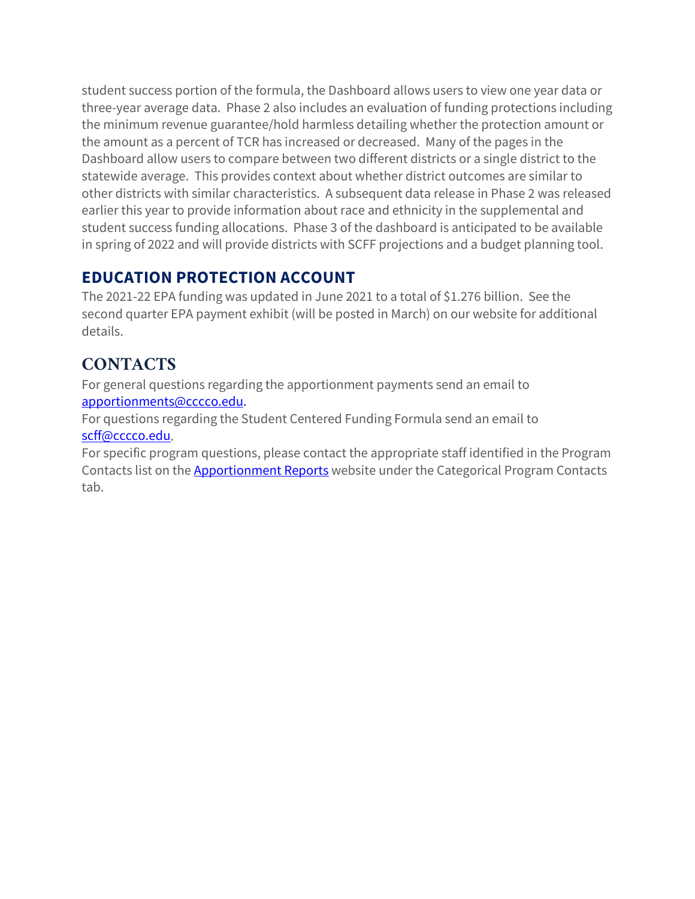student success portion of the formula, the Dashboard allows users to view one year data or three-year average data. Phase 2 also includes an evaluation of funding protections including the minimum revenue guarantee/hold harmless detailing whether the protection amount or the amount as a percent of TCR has increased or decreased. Many of the pages in the Dashboard allow users to compare between two different districts or a single district to the statewide average. This provides context about whether district outcomes are similar to other districts with similar characteristics. A subsequent data release in Phase 2 was released earlier this year to provide information about race and ethnicity in the supplemental and student success funding allocations. Phase 3 of the dashboard is anticipated to be available in spring of 2022 and will provide districts with SCFF projections and a budget planning tool.

## EDUCATION PROTECTION ACCOUNT

The 2021-22 EPA funding was updated in June 2021 to a total of $1.276 billion. See the second quarter EPA payment exhibit (will be posted in March) on our website for additional details.

## CONTACTS

For general questions regarding the apportionment payments send an email to [apportionments@cccco.edu](mailto:apportionments@cccco.edu).

For questions regarding the Student Centered Funding Formula send an email to [scff@cccco.edu](mailto:scff@cccco.edu).

For specific program questions, please contact the appropriate staff identified in the Program Contacts list on the Apportionment Reports website under the Categorical Program Contacts tab.